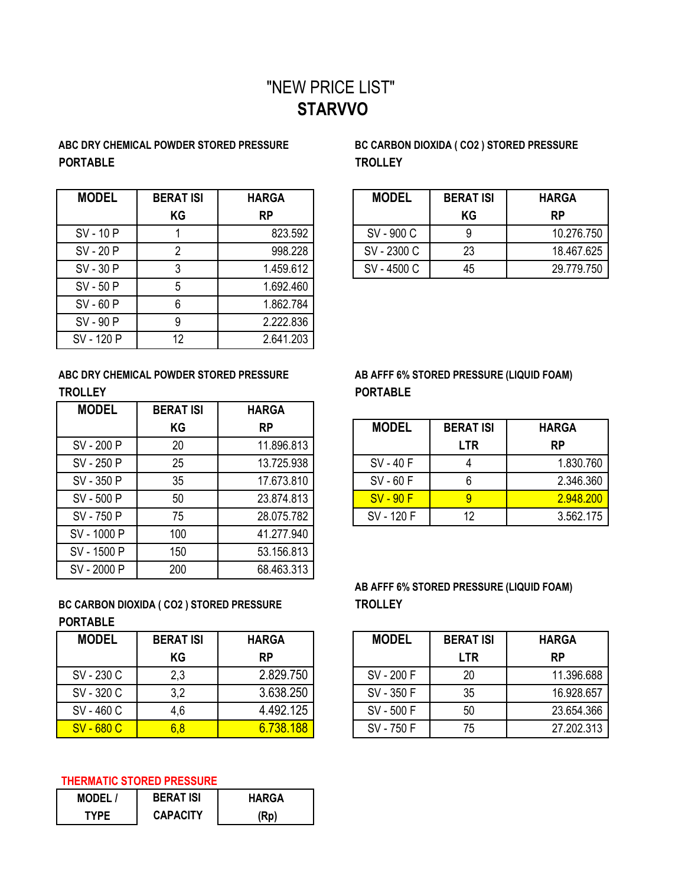# "NEW PRICE LIST"
# STARVVO

### ABC DRY CHEMICAL POWDER STORED PRESSURE
### PORTABLE

| MODEL | BERAT ISI KG | HARGA RP |
|---|---|---|
| SV - 10 P | 1 | 823.592 |
| SV - 20 P | 2 | 998.228 |
| SV - 30 P | 3 | 1.459.612 |
| SV - 50 P | 5 | 1.692.460 |
| SV - 60 P | 6 | 1.862.784 |
| SV - 90 P | 9 | 2.222.836 |
| SV - 120 P | 12 | 2.641.203 |

### ABC DRY CHEMICAL POWDER STORED PRESSURE
### TROLLEY

| MODEL | BERAT ISI KG | HARGA RP |
|---|---|---|
| SV - 200 P | 20 | 11.896.813 |
| SV - 250 P | 25 | 13.725.938 |
| SV - 350 P | 35 | 17.673.810 |
| SV - 500 P | 50 | 23.874.813 |
| SV - 750 P | 75 | 28.075.782 |
| SV - 1000 P | 100 | 41.277.940 |
| SV - 1500 P | 150 | 53.156.813 |
| SV - 2000 P | 200 | 68.463.313 |

### BC CARBON DIOXIDA ( CO2 ) STORED PRESSURE
### PORTABLE

| MODEL | BERAT ISI KG | HARGA RP |
|---|---|---|
| SV - 230 C | 2,3 | 2.829.750 |
| SV - 320 C | 3,2 | 3.638.250 |
| SV - 460 C | 4,6 | 4.492.125 |
| SV - 680 C | 6,8 | 6.738.188 |

### BC CARBON DIOXIDA ( CO2 ) STORED PRESSURE
### TROLLEY

| MODEL | BERAT ISI KG | HARGA RP |
|---|---|---|
| SV - 900 C | 9 | 10.276.750 |
| SV - 2300 C | 23 | 18.467.625 |
| SV - 4500 C | 45 | 29.779.750 |

### AB AFFF 6% STORED PRESSURE (LIQUID FOAM)
### PORTABLE

| MODEL | BERAT ISI LTR | HARGA RP |
|---|---|---|
| SV - 40 F | 4 | 1.830.760 |
| SV - 60 F | 6 | 2.346.360 |
| SV - 90 F | 9 | 2.948.200 |
| SV - 120 F | 12 | 3.562.175 |

### AB AFFF 6% STORED PRESSURE (LIQUID FOAM)
### TROLLEY

| MODEL | BERAT ISI LTR | HARGA RP |
|---|---|---|
| SV - 200 F | 20 | 11.396.688 |
| SV - 350 F | 35 | 16.928.657 |
| SV - 500 F | 50 | 23.654.366 |
| SV - 750 F | 75 | 27.202.313 |

### THERMATIC STORED PRESSURE

| MODEL / TYPE | BERAT ISI CAPACITY | HARGA (Rp) |
|---|---|---|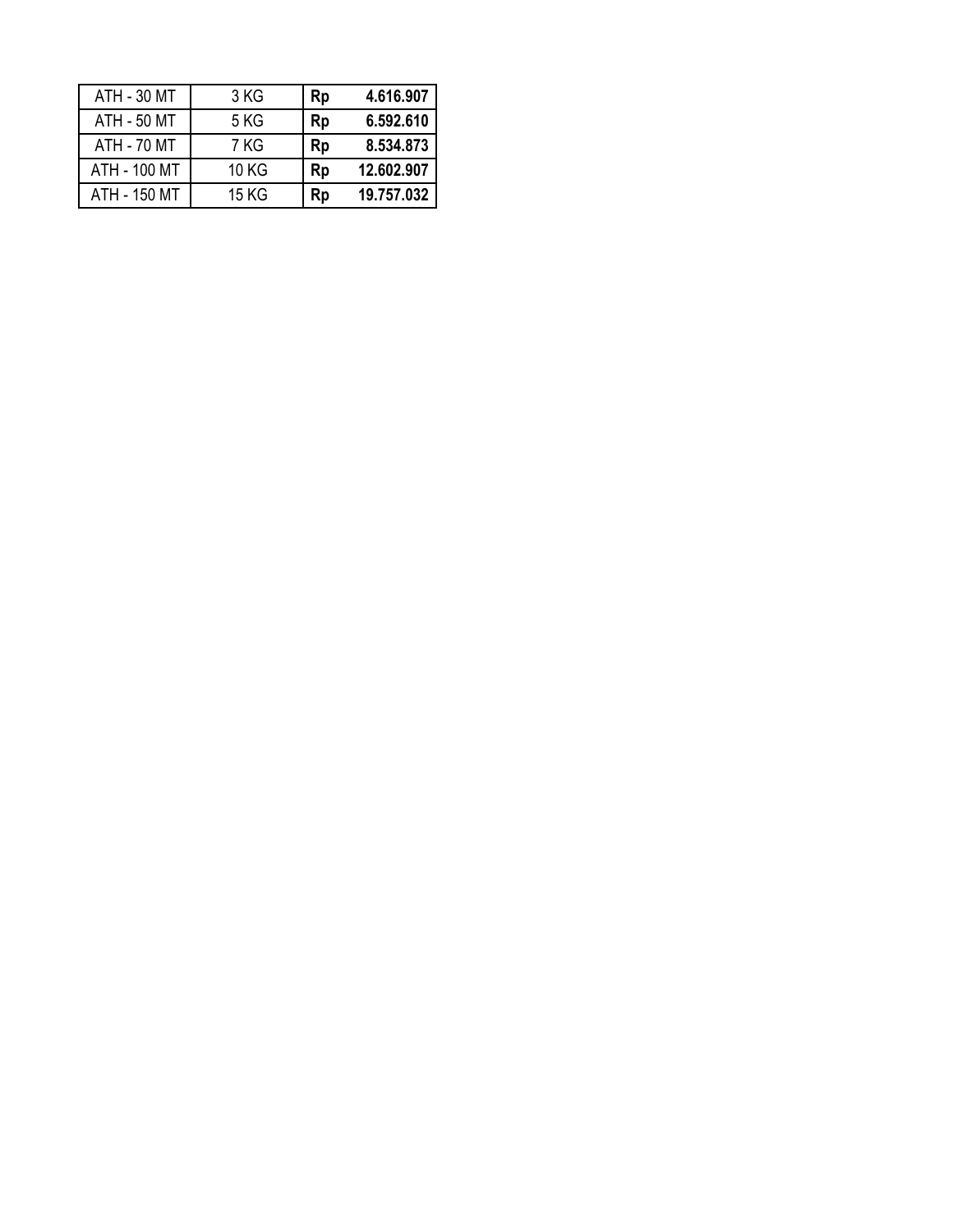| | | | |
|---|---|---|---|
| ATH - 30 MT | 3 KG | **Rp** | **4.616.907** |
| ATH - 50 MT | 5 KG | **Rp** | **6.592.610** |
| ATH - 70 MT | 7 KG | **Rp** | **8.534.873** |
| ATH - 100 MT | 10 KG | **Rp** | **12.602.907** |
| ATH - 150 MT | 15 KG | **Rp** | **19.757.032** |